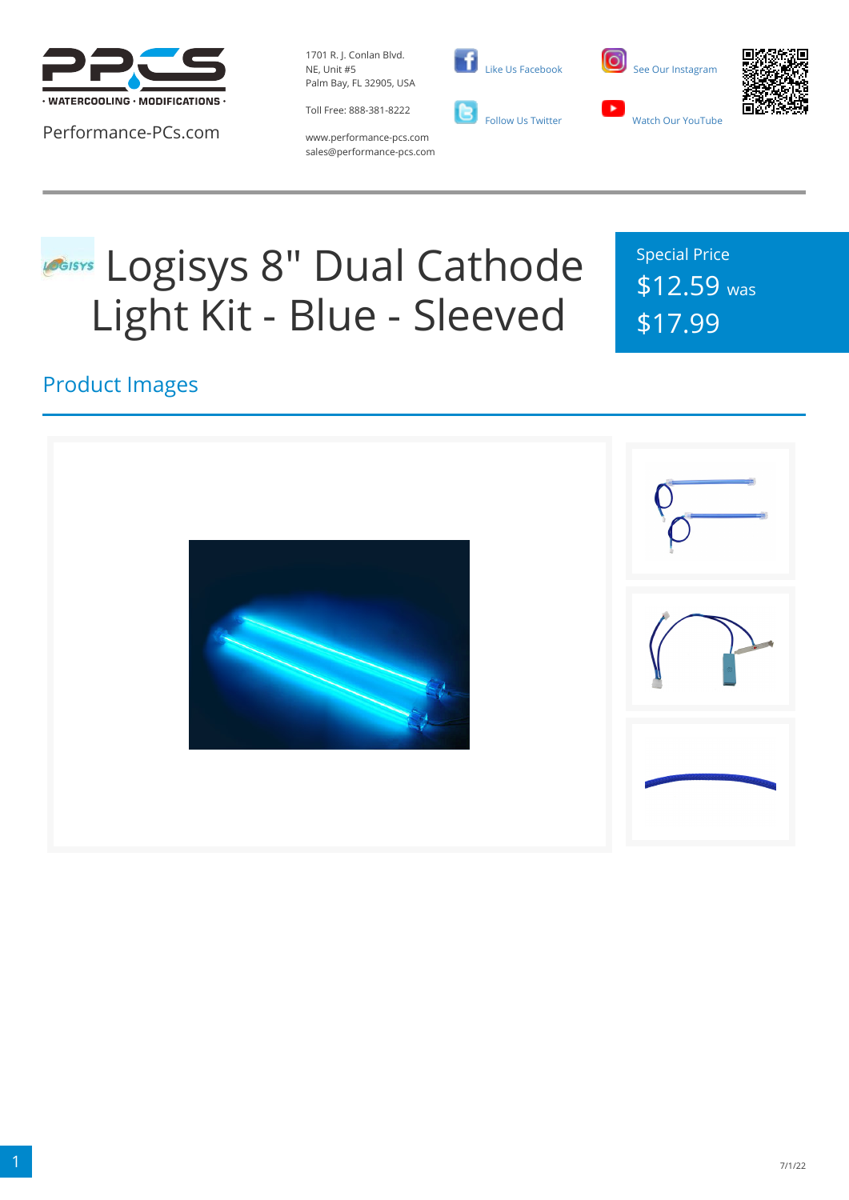· WATERCOOLING · MODIFICATIONS ·

Performance-PCs.com

1701 R. J. Conlan Blvd.
NE, Unit #5
Palm Bay, FL 32905, USA

Toll Free: 888-381-8222

www.performance-pcs.com
sales@performance-pcs.com

Like Us Facebook

Follow Us Twitter

See Our Instagram

Watch Our YouTube

# Logisys 8" Dual Cathode Light Kit - Blue - Sleeved

Special Price
$12.59 was
$17.99

## Product Images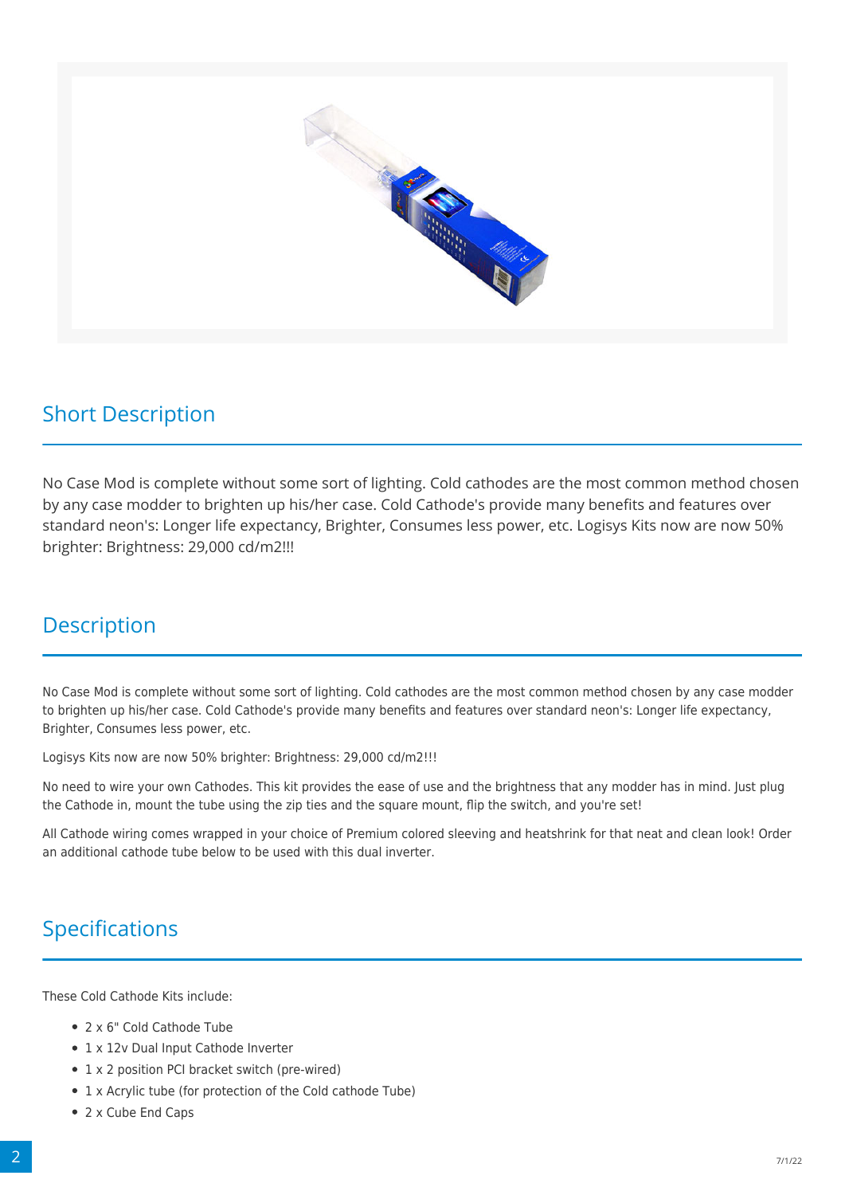## Short Description

No Case Mod is complete without some sort of lighting. Cold cathodes are the most common method chosen by any case modder to brighten up his/her case. Cold Cathode's provide many benefits and features over standard neon's: Longer life expectancy, Brighter, Consumes less power, etc. Logisys Kits now are now 50% brighter: Brightness: 29,000 cd/m2!!!

## Description

No Case Mod is complete without some sort of lighting. Cold cathodes are the most common method chosen by any case modder to brighten up his/her case. Cold Cathode's provide many benefits and features over standard neon's: Longer life expectancy, Brighter, Consumes less power, etc.

Logisys Kits now are now 50% brighter: Brightness: 29,000 cd/m2!!!

No need to wire your own Cathodes. This kit provides the ease of use and the brightness that any modder has in mind. Just plug the Cathode in, mount the tube using the zip ties and the square mount, flip the switch, and you're set!

All Cathode wiring comes wrapped in your choice of Premium colored sleeving and heatshrink for that neat and clean look! Order an additional cathode tube below to be used with this dual inverter.

## Specifications

These Cold Cathode Kits include:

- 2 x 6" Cold Cathode Tube
- 1 x 12v Dual Input Cathode Inverter
- 1 x 2 position PCI bracket switch (pre-wired)
- 1 x Acrylic tube (for protection of the Cold cathode Tube)
- 2 x Cube End Caps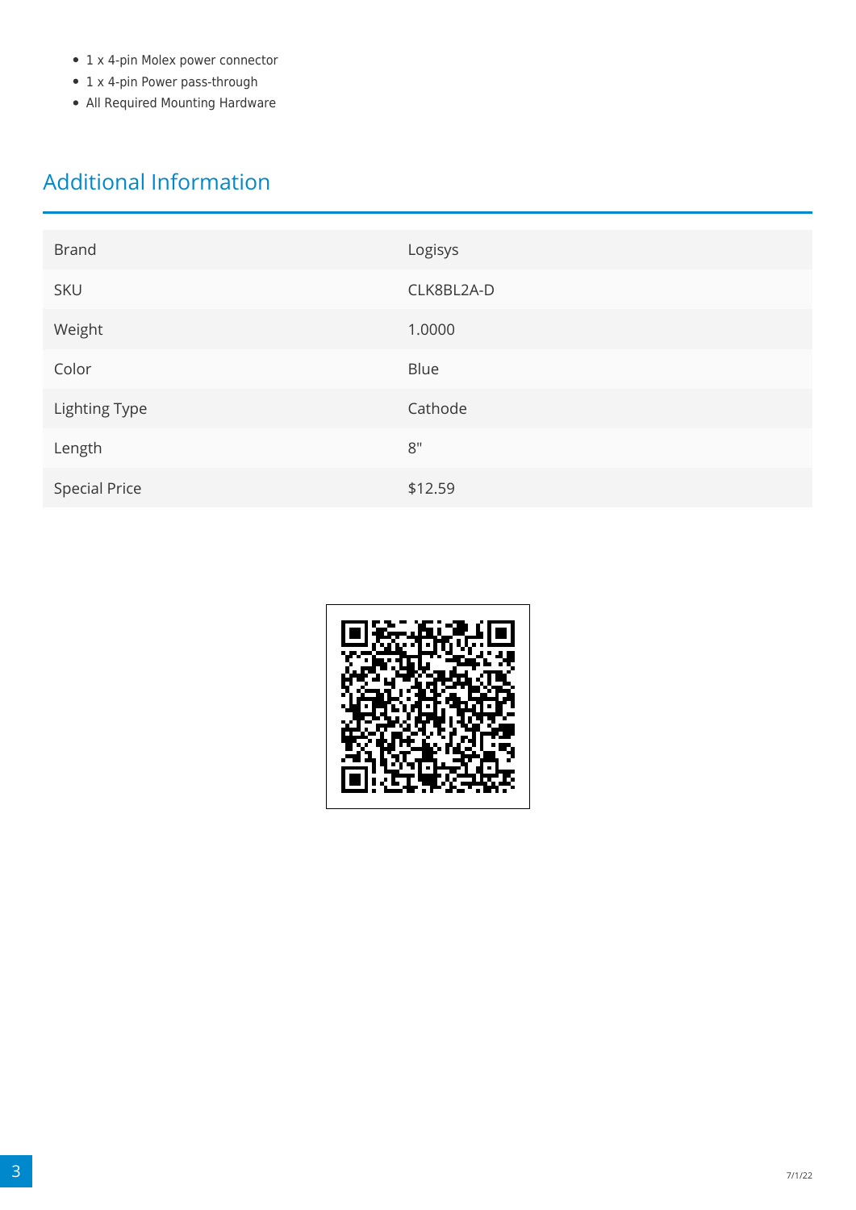- 1 x 4-pin Molex power connector
- 1 x 4-pin Power pass-through
- All Required Mounting Hardware

## Additional Information

| | |
|---|---|
| Brand | Logisys |
| SKU | CLK8BL2A-D |
| Weight | 1.0000 |
| Color | Blue |
| Lighting Type | Cathode |
| Length | 8" |
| Special Price | $12.59 |